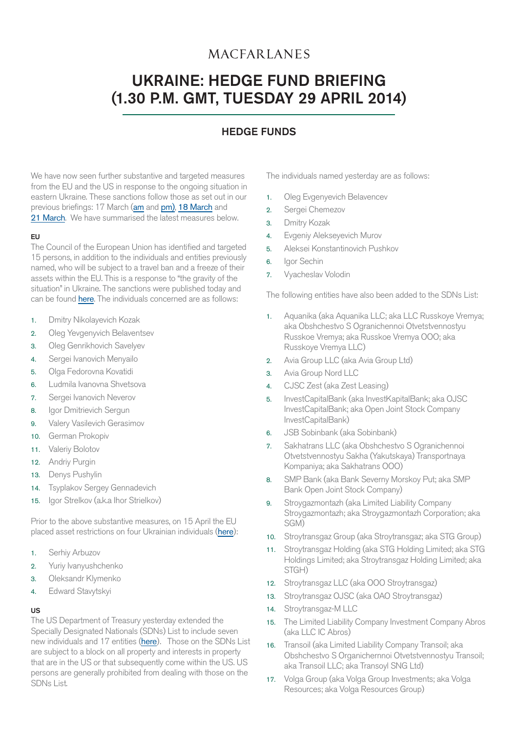MACFARLANES

# UKRAINE: HEDGE FUND BRIEFING (1.30 P.M. GMT, TUESDAY 29 APRIL 2014)

## HEDGE FUNDS

We have now seen further substantive and targeted measures from the EU and the US in response to the ongoing situation in eastern Ukraine. These sanctions follow those as set out in our previous briefings: 17 March (am and pm), 18 March and 21 March. We have summarised the latest measures below.

**EU**

The Council of the European Union has identified and targeted 15 persons, in addition to the individuals and entities previously named, who will be subject to a travel ban and a freeze of their assets within the EU. This is a response to "the gravity of the situation" in Ukraine. The sanctions were published today and can be found here. The individuals concerned are as follows:

1. Dmitry Nikolayevich Kozak
2. Oleg Yevgenyvich Belaventsev
3. Oleg Genrikhovich Savelyev
4. Sergei Ivanovich Menyailo
5. Olga Fedorovna Kovatidi
6. Ludmila Ivanovna Shvetsova
7. Sergei Ivanovich Neverov
8. Igor Dmitrievich Sergun
9. Valery Vasilevich Gerasimov
10. German Prokopiv
11. Valeriy Bolotov
12. Andriy Purgin
13. Denys Pushylin
14. Tsyplakov Sergey Gennadevich
15. Igor Strelkov (a.k.a Ihor Strielkov)

Prior to the above substantive measures, on 15 April the EU placed asset restrictions on four Ukrainian individuals (here):

1. Serhiy Arbuzov
2. Yuriy Ivanyushchenko
3. Oleksandr Klymenko
4. Edward Stavytskyi

**US**

The US Department of Treasury yesterday extended the Specially Designated Nationals (SDNs) List to include seven new individuals and 17 entities (here). Those on the SDNs List are subject to a block on all property and interests in property that are in the US or that subsequently come within the US. US persons are generally prohibited from dealing with those on the SDNs List.

The individuals named yesterday are as follows:

1. Oleg Evgenyevich Belavencev
2. Sergei Chemezov
3. Dmitry Kozak
4. Evgeniy Alekseyevich Murov
5. Aleksei Konstantinovich Pushkov
6. Igor Sechin
7. Vyacheslav Volodin

The following entities have also been added to the SDNs List:

1. Aquanika (aka Aquanika LLC; aka LLC Russkoye Vremya; aka Obshchestvo S Ogranichennoi Otvetstvennostyu Russkoe Vremya; aka Russkoe Vremya OOO; aka Russkoye Vremya LLC)
2. Avia Group LLC (aka Avia Group Ltd)
3. Avia Group Nord LLC
4. CJSC Zest (aka Zest Leasing)
5. InvestCapitalBank (aka InvestKapitalBank; aka OJSC InvestCapitalBank; aka Open Joint Stock Company InvestCapitalBank)
6. JSB Sobinbank (aka Sobinbank)
7. Sakhatrans LLC (aka Obshchestvo S Ogranichennoi Otvetstvennostyu Sakha (Yakutskaya) Transportnaya Kompaniya; aka Sakhatrans OOO)
8. SMP Bank (aka Bank Severny Morskoy Put; aka SMP Bank Open Joint Stock Company)
9. Stroygazmontazh (aka Limited Liability Company Stroygazmontazh; aka Stroygazmontazh Corporation; aka SGM)
10. Stroytransgaz Group (aka Stroytransgaz; aka STG Group)
11. Stroytransgaz Holding (aka STG Holding Limited; aka STG Holdings Limited; aka Stroytransgaz Holding Limited; aka STGH)
12. Stroytransgaz LLC (aka OOO Stroytransgaz)
13. Stroytransgaz OJSC (aka OAO Stroytransgaz)
14. Stroytransgaz-M LLC
15. The Limited Liability Company Investment Company Abros (aka LLC IC Abros)
16. Transoil (aka Limited Liability Company Transoil; aka Obshchestvo S Organichernnoi Otvetstvennostyu Transoil; aka Transoil LLC; aka Transoyl SNG Ltd)
17. Volga Group (aka Volga Group Investments; aka Volga Resources; aka Volga Resources Group)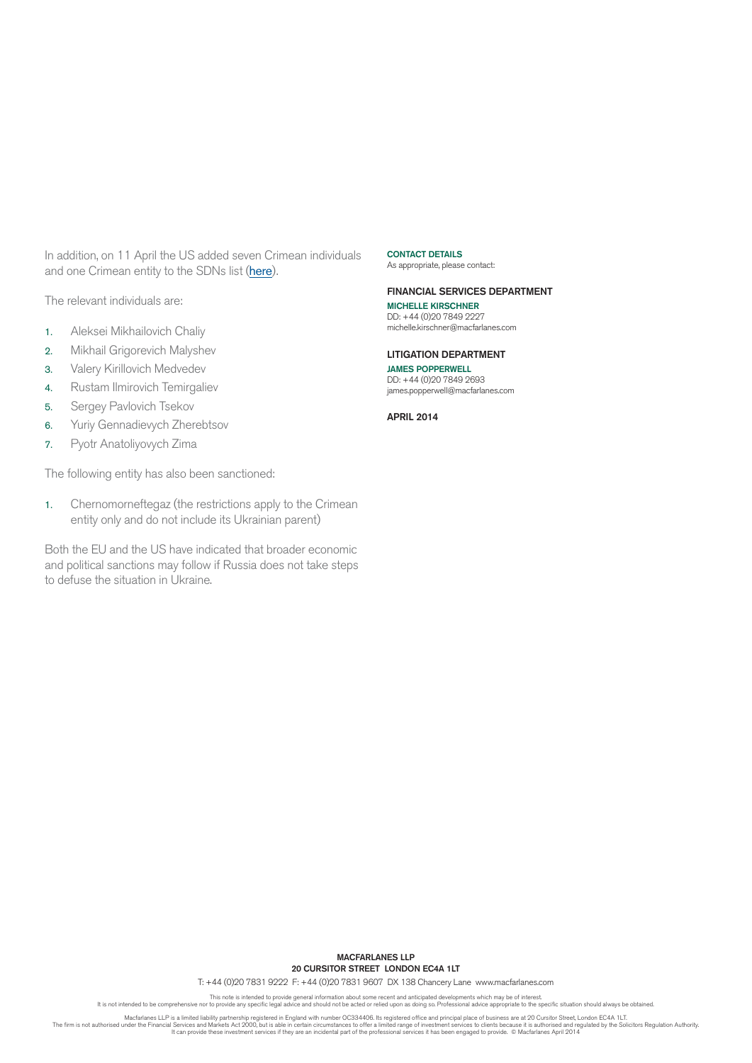In addition, on 11 April the US added seven Crimean individuals and one Crimean entity to the SDNs list (here).

The relevant individuals are:

1. Aleksei Mikhailovich Chaliy
2. Mikhail Grigorevich Malyshev
3. Valery Kirillovich Medvedev
4. Rustam Ilmirovich Temirgaliev
5. Sergey Pavlovich Tsekov
6. Yuriy Gennadievych Zherebtsov
7. Pyotr Anatoliyovych Zima

The following entity has also been sanctioned:

1. Chernomorneftegaz (the restrictions apply to the Crimean entity only and do not include its Ukrainian parent)

Both the EU and the US have indicated that broader economic and political sanctions may follow if Russia does not take steps to defuse the situation in Ukraine.

**CONTACT DETAILS**
As appropriate, please contact:

**FINANCIAL SERVICES DEPARTMENT**

**MICHELLE KIRSCHNER**
DD: +44 (0)20 7849 2227
michelle.kirschner@macfarlanes.com

**LITIGATION DEPARTMENT**

**JAMES POPPERWELL**
DD: +44 (0)20 7849 2693
james.popperwell@macfarlanes.com

**APRIL 2014**

**MACFARLANES LLP**
**20 CURSITOR STREET LONDON EC4A 1LT**

T: +44 (0)20 7831 9222 F: +44 (0)20 7831 9607 DX 138 Chancery Lane www.macfarlanes.com

This note is intended to provide general information about some recent and anticipated developments which may be of interest.
It is not intended to be comprehensive nor to provide any specific legal advice and should not be acted or relied upon as doing so. Professional advice appropriate to the specific situation should always be obtained.

Macfarlanes LLP is a limited liability partnership registered in England with number OC334406. Its registered office and principal place of business are at 20 Cursitor Street, London EC4A 1LT.
The firm is not authorised under the Financial Services and Markets Act 2000, but is able in certain circumstances to offer a limited range of investment services to clients because it is authorised and regulated by the Solicitors Regulation Authority.
It can provide these investment services if they are an incidental part of the professional services it has been engaged to provide. © Macfarlanes April 2014